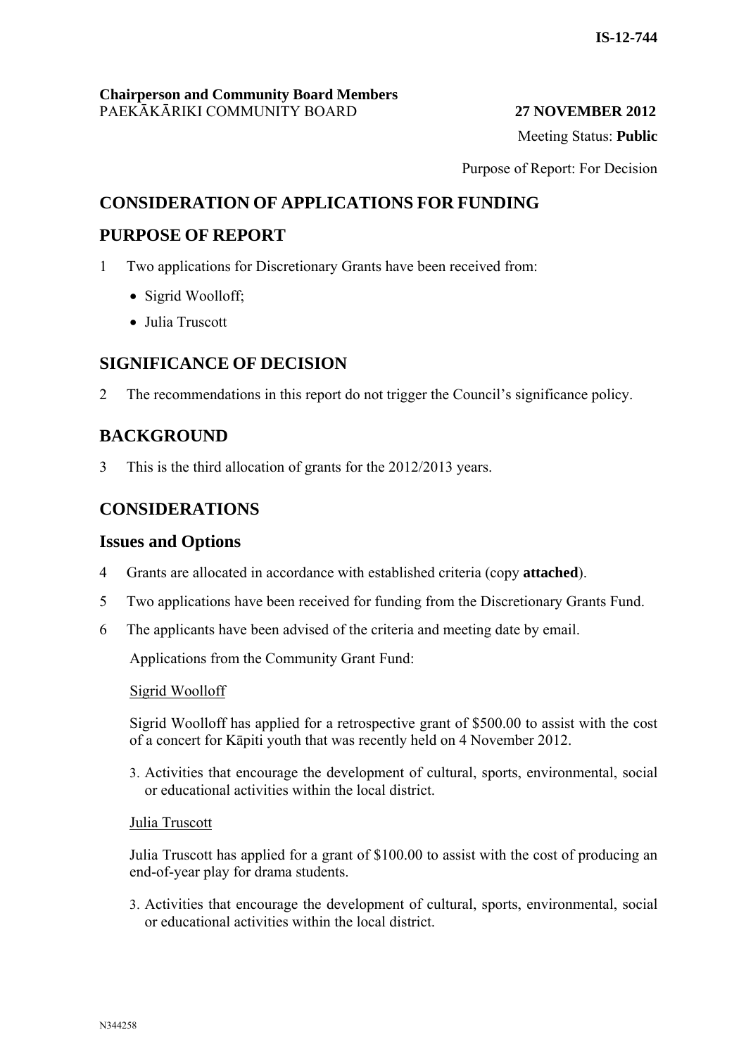IS-12-744

**Chairperson and Community Board Members**
PAEKĀKĀRIKI COMMUNITY BOARD **27 NOVEMBER 2012**

Meeting Status: **Public**

Purpose of Report: For Decision

## CONSIDERATION OF APPLICATIONS FOR FUNDING

## PURPOSE OF REPORT

1 Two applications for Discretionary Grants have been received from:

- Sigrid Woolloff;
- Julia Truscott

## SIGNIFICANCE OF DECISION

2 The recommendations in this report do not trigger the Council's significance policy.

## BACKGROUND

3 This is the third allocation of grants for the 2012/2013 years.

## CONSIDERATIONS

### Issues and Options

4 Grants are allocated in accordance with established criteria (copy **attached**).

5 Two applications have been received for funding from the Discretionary Grants Fund.

6 The applicants have been advised of the criteria and meeting date by email.

Applications from the Community Grant Fund:

Sigrid Woolloff

Sigrid Woolloff has applied for a retrospective grant of $500.00 to assist with the cost of a concert for Kāpiti youth that was recently held on 4 November 2012.

3. Activities that encourage the development of cultural, sports, environmental, social or educational activities within the local district.

Julia Truscott

Julia Truscott has applied for a grant of $100.00 to assist with the cost of producing an end-of-year play for drama students.

3. Activities that encourage the development of cultural, sports, environmental, social or educational activities within the local district.

N344258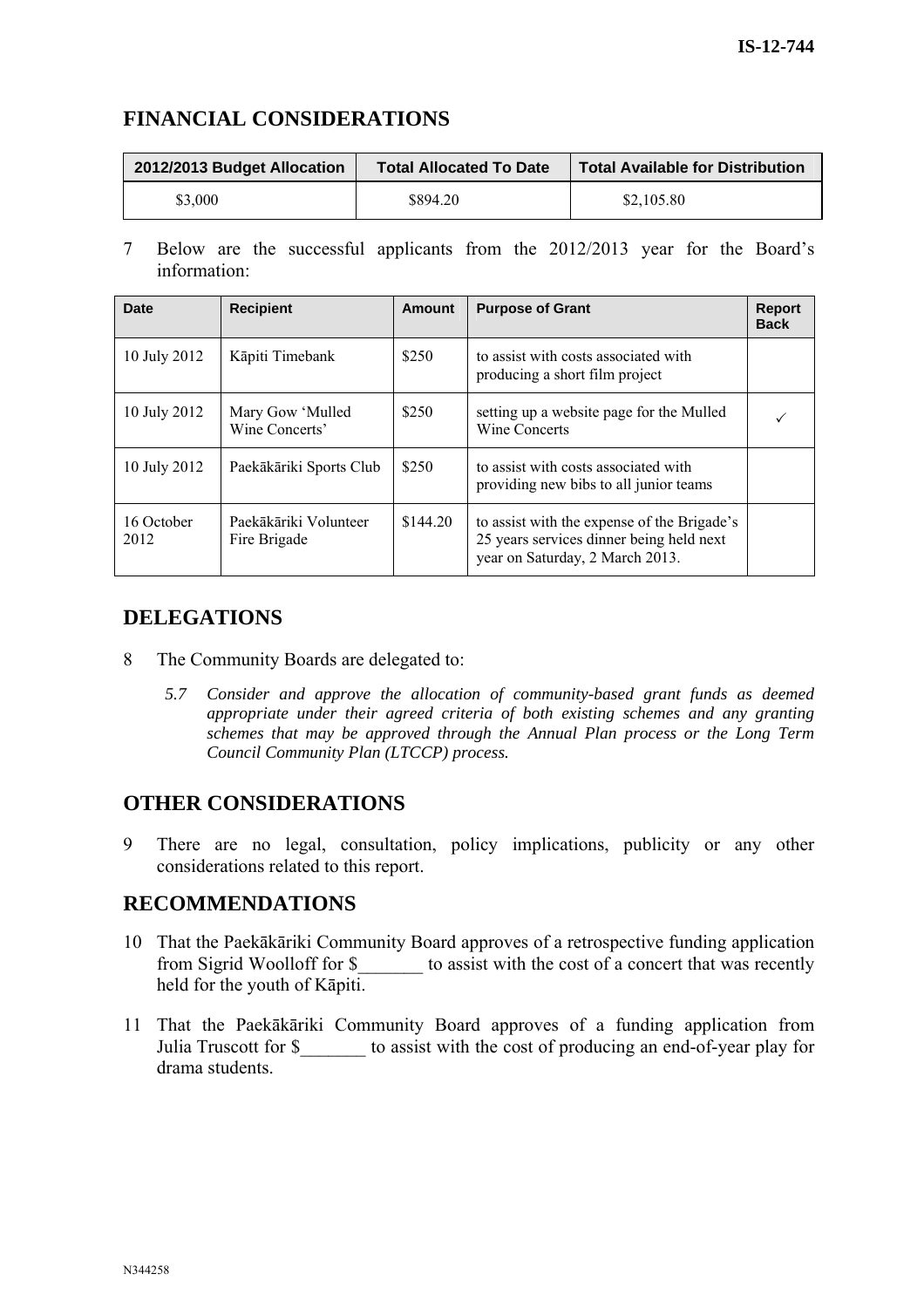## FINANCIAL CONSIDERATIONS

| 2012/2013 Budget Allocation | Total Allocated To Date | Total Available for Distribution |
|---|---|---|
| $3,000 | $894.20 | $2,105.80 |

7 Below are the successful applicants from the 2012/2013 year for the Board's information:

| Date | Recipient | Amount | Purpose of Grant | Report Back |
|---|---|---|---|---|
| 10 July 2012 | Kāpiti Timebank | $250 | to assist with costs associated with producing a short film project | |
| 10 July 2012 | Mary Gow 'Mulled Wine Concerts' | $250 | setting up a website page for the Mulled Wine Concerts | ✓ |
| 10 July 2012 | Paekākāriki Sports Club | $250 | to assist with costs associated with providing new bibs to all junior teams | |
| 16 October 2012 | Paekākāriki Volunteer Fire Brigade | $144.20 | to assist with the expense of the Brigade's 25 years services dinner being held next year on Saturday, 2 March 2013. | |

## DELEGATIONS

8 The Community Boards are delegated to:

*5.7 Consider and approve the allocation of community-based grant funds as deemed appropriate under their agreed criteria of both existing schemes and any granting schemes that may be approved through the Annual Plan process or the Long Term Council Community Plan (LTCCP) process.*

## OTHER CONSIDERATIONS

9 There are no legal, consultation, policy implications, publicity or any other considerations related to this report.

## RECOMMENDATIONS

10 That the Paekākāriki Community Board approves of a retrospective funding application from Sigrid Woolloff for $_______ to assist with the cost of a concert that was recently held for the youth of Kāpiti.

11 That the Paekākāriki Community Board approves of a funding application from Julia Truscott for $_______ to assist with the cost of producing an end-of-year play for drama students.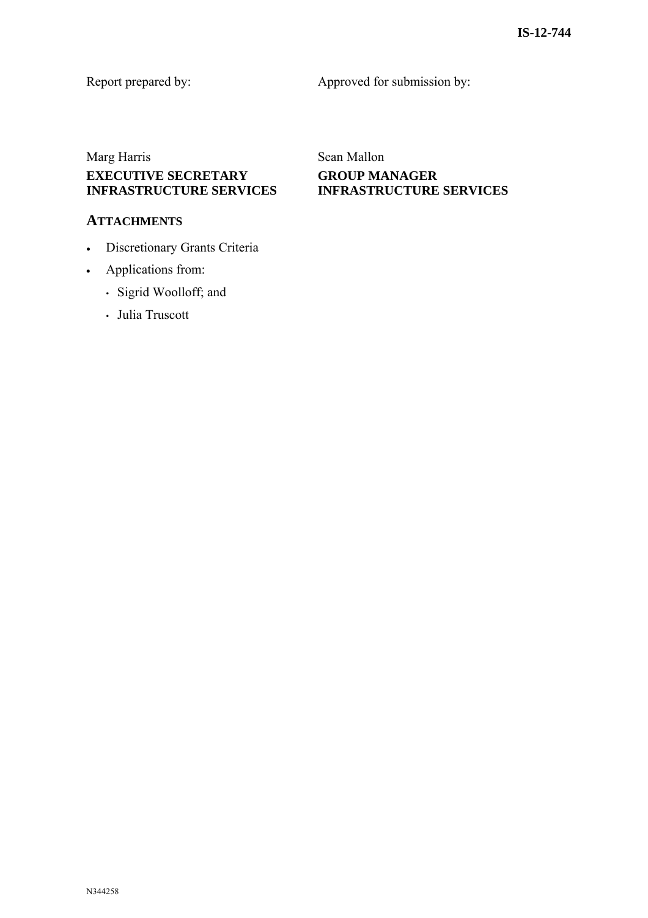IS-12-744

| Report prepared by: | Approved for submission by: |
| --- | --- |
| Marg Harris | Sean Mallon |
| **EXECUTIVE SECRETARY INFRASTRUCTURE SERVICES** | **GROUP MANAGER INFRASTRUCTURE SERVICES** |

## ATTACHMENTS

- Discretionary Grants Criteria
- Applications from:
  - Sigrid Woolloff; and
  - Julia Truscott

N344258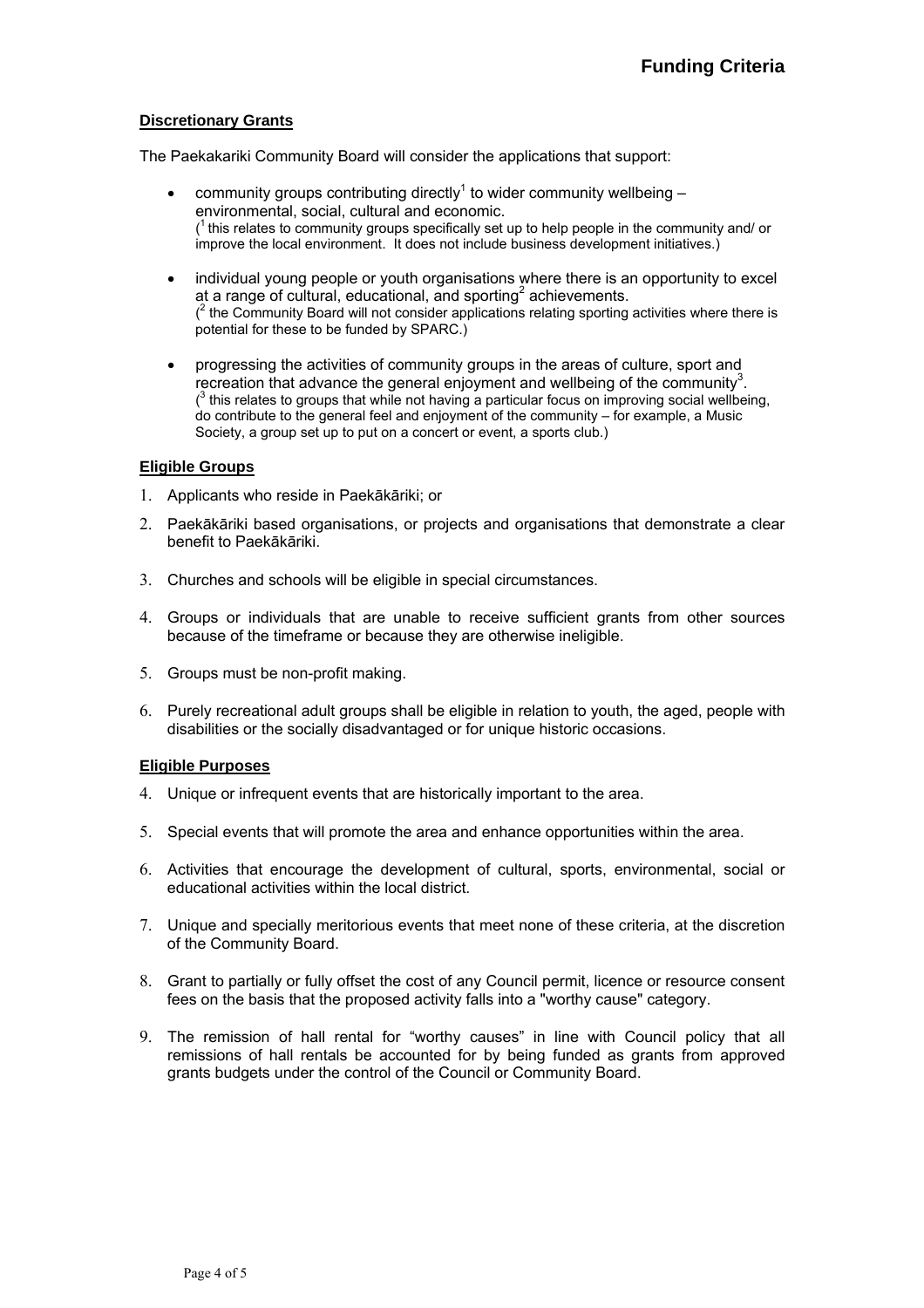# Funding Criteria

**Discretionary Grants**

The Paekakariki Community Board will consider the applications that support:

- community groups contributing directly[1] to wider community wellbeing – environmental, social, cultural and economic.
  ([1] this relates to community groups specifically set up to help people in the community and/ or improve the local environment. It does not include business development initiatives.)

- individual young people or youth organisations where there is an opportunity to excel at a range of cultural, educational, and sporting[2] achievements.
  ([2] the Community Board will not consider applications relating sporting activities where there is potential for these to be funded by SPARC.)

- progressing the activities of community groups in the areas of culture, sport and recreation that advance the general enjoyment and wellbeing of the community[3].
  ([3] this relates to groups that while not having a particular focus on improving social wellbeing, do contribute to the general feel and enjoyment of the community – for example, a Music Society, a group set up to put on a concert or event, a sports club.)

**Eligible Groups**

1. Applicants who reside in Paekākāriki; or
2. Paekākāriki based organisations, or projects and organisations that demonstrate a clear benefit to Paekākāriki.
3. Churches and schools will be eligible in special circumstances.
4. Groups or individuals that are unable to receive sufficient grants from other sources because of the timeframe or because they are otherwise ineligible.
5. Groups must be non-profit making.
6. Purely recreational adult groups shall be eligible in relation to youth, the aged, people with disabilities or the socially disadvantaged or for unique historic occasions.

**Eligible Purposes**

4. Unique or infrequent events that are historically important to the area.
5. Special events that will promote the area and enhance opportunities within the area.
6. Activities that encourage the development of cultural, sports, environmental, social or educational activities within the local district.
7. Unique and specially meritorious events that meet none of these criteria, at the discretion of the Community Board.
8. Grant to partially or fully offset the cost of any Council permit, licence or resource consent fees on the basis that the proposed activity falls into a "worthy cause" category.
9. The remission of hall rental for "worthy causes" in line with Council policy that all remissions of hall rentals be accounted for by being funded as grants from approved grants budgets under the control of the Council or Community Board.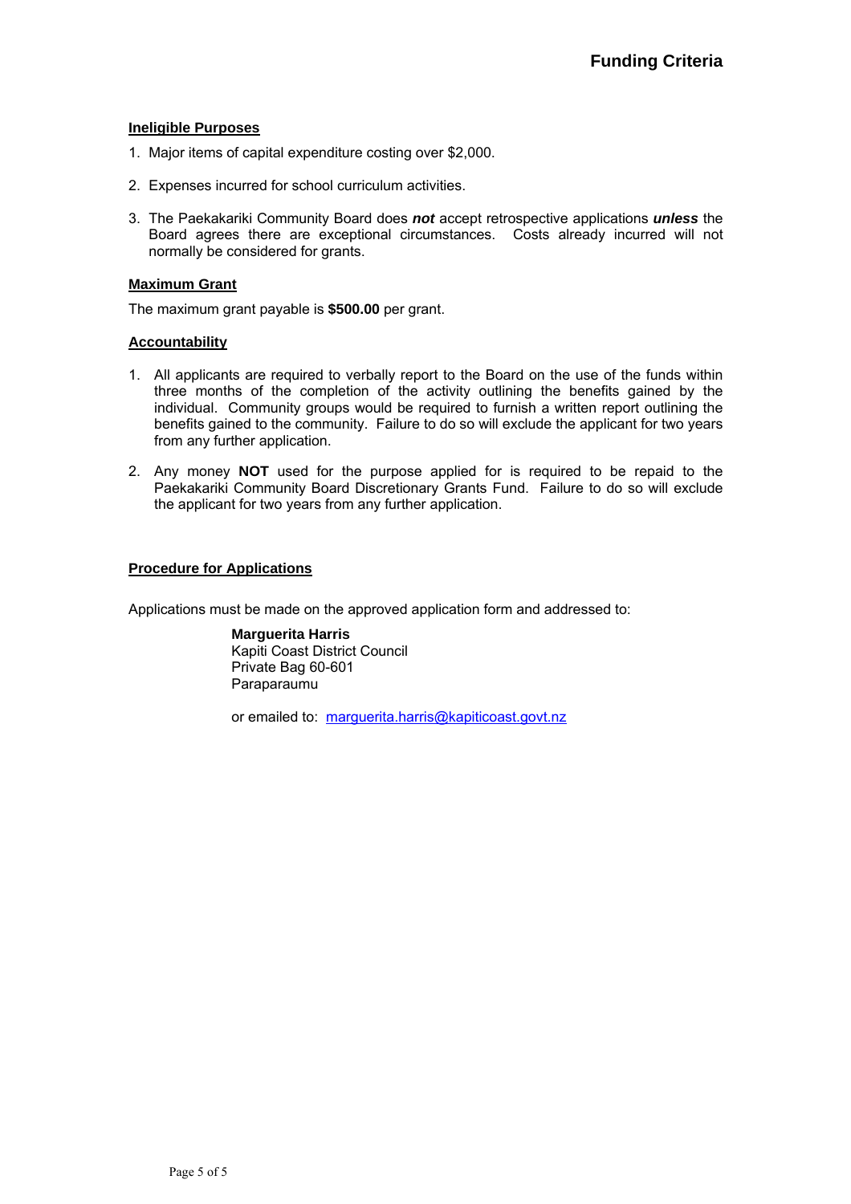## Funding Criteria

**Ineligible Purposes**

1. Major items of capital expenditure costing over $2,000.
2. Expenses incurred for school curriculum activities.
3. The Paekakariki Community Board does ***not*** accept retrospective applications ***unless*** the Board agrees there are exceptional circumstances. Costs already incurred will not normally be considered for grants.

**Maximum Grant**

The maximum grant payable is **$500.00** per grant.

**Accountability**

1. All applicants are required to verbally report to the Board on the use of the funds within three months of the completion of the activity outlining the benefits gained by the individual. Community groups would be required to furnish a written report outlining the benefits gained to the community. Failure to do so will exclude the applicant for two years from any further application.
2. Any money **NOT** used for the purpose applied for is required to be repaid to the Paekakariki Community Board Discretionary Grants Fund. Failure to do so will exclude the applicant for two years from any further application.

**Procedure for Applications**

Applications must be made on the approved application form and addressed to:

**Marguerita Harris**
Kapiti Coast District Council
Private Bag 60-601
Paraparaumu

or emailed to: marguerita.harris@kapiticoast.govt.nz